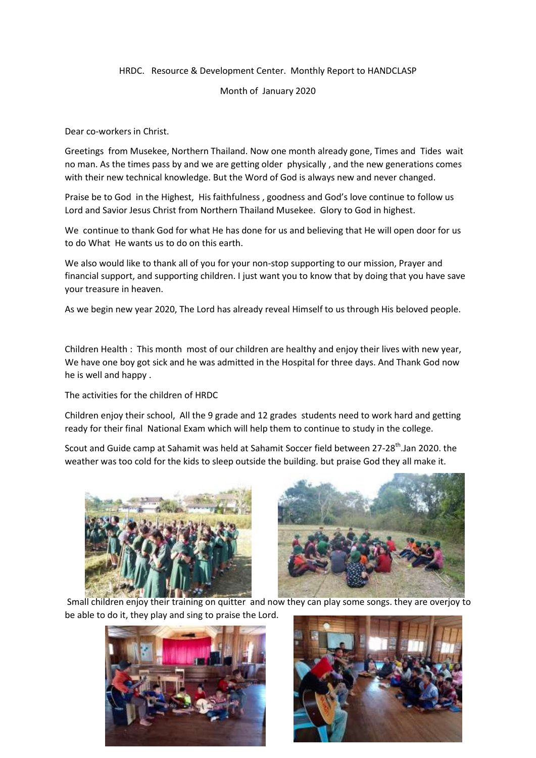HRDC. Resource & Development Center. Monthly Report to HANDCLASP

Month of January 2020

Dear co-workers in Christ.

Greetings from Musekee, Northern Thailand. Now one month already gone, Times and Tides wait no man. As the times pass by and we are getting older physically , and the new generations comes with their new technical knowledge. But the Word of God is always new and never changed.

Praise be to God in the Highest, His faithfulness , goodness and God's love continue to follow us Lord and Savior Jesus Christ from Northern Thailand Musekee. Glory to God in highest.

We continue to thank God for what He has done for us and believing that He will open door for us to do What He wants us to do on this earth.

We also would like to thank all of you for your non-stop supporting to our mission, Prayer and financial support, and supporting children. I just want you to know that by doing that you have save your treasure in heaven.

As we begin new year 2020, The Lord has already reveal Himself to us through His beloved people.

Children Health : This month most of our children are healthy and enjoy their lives with new year, We have one boy got sick and he was admitted in the Hospital for three days. And Thank God now he is well and happy .

The activities for the children of HRDC

Children enjoy their school, All the 9 grade and 12 grades students need to work hard and getting ready for their final National Exam which will help them to continue to study in the college.

Scout and Guide camp at Sahamit was held at Sahamit Soccer field between 27-28th.Jan 2020. the weather was too cold for the kids to sleep outside the building. but praise God they all make it.

Small children enjoy their training on quitter and now they can play some songs. they are overjoy to be able to do it, they play and sing to praise the Lord.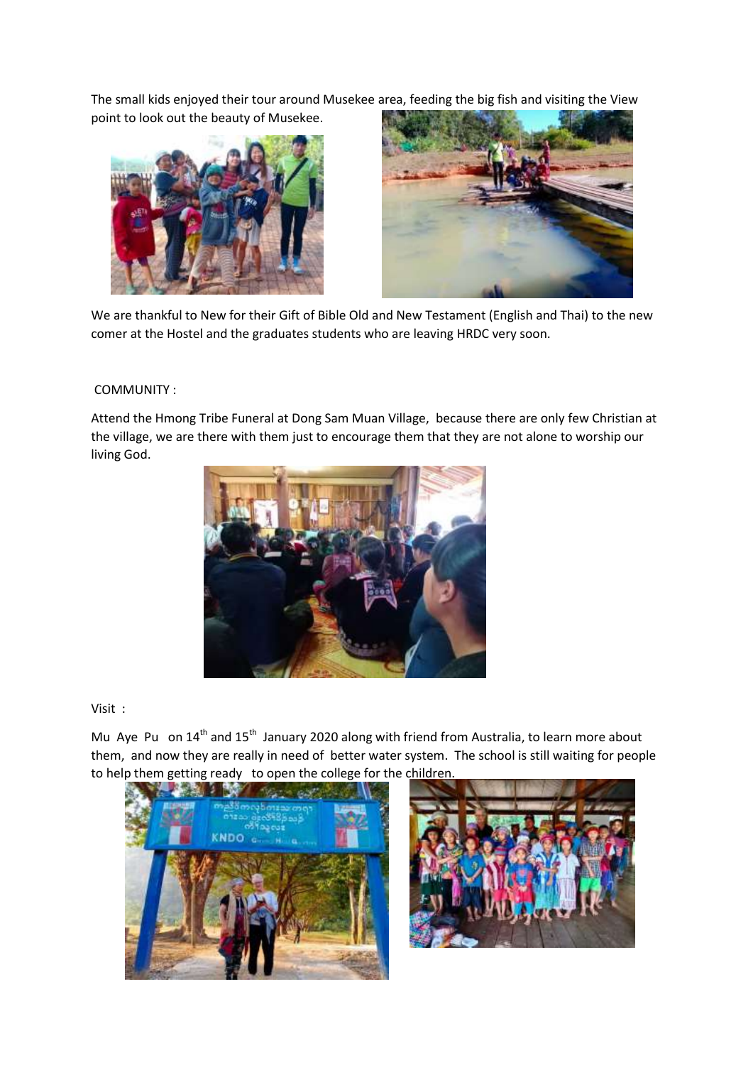The small kids enjoyed their tour around Musekee area, feeding the big fish and visiting the View point to look out the beauty of Musekee.

We are thankful to New for their Gift of Bible Old and New Testament (English and Thai) to the new comer at the Hostel and the graduates students who are leaving HRDC very soon.

COMMUNITY :

Attend the Hmong Tribe Funeral at Dong Sam Muan Village, because there are only few Christian at the village, we are there with them just to encourage them that they are not alone to worship our living God.

Visit :

Mu Aye Pu on 14th and 15th January 2020 along with friend from Australia, to learn more about them, and now they are really in need of better water system. The school is still waiting for people to help them getting ready to open the college for the children.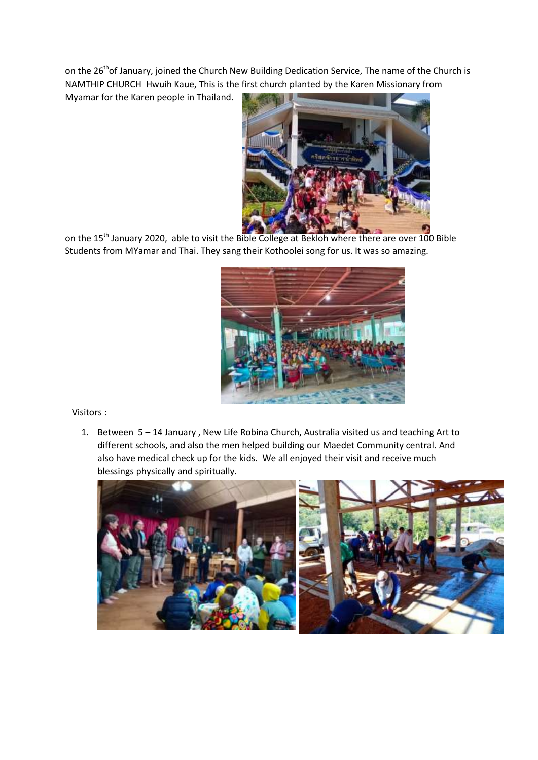on the 26th of January, joined the Church New Building Dedication Service, The name of the Church is NAMTHIP CHURCH Hwuih Kaue, This is the first church planted by the Karen Missionary from Myamar for the Karen people in Thailand.

on the 15th January 2020, able to visit the Bible College at Bekloh where there are over 100 Bible Students from MYamar and Thai. They sang their Kothoolei song for us. It was so amazing.

Visitors :

1. Between 5 – 14 January , New Life Robina Church, Australia visited us and teaching Art to different schools, and also the men helped building our Maedet Community central. And also have medical check up for the kids. We all enjoyed their visit and receive much blessings physically and spiritually.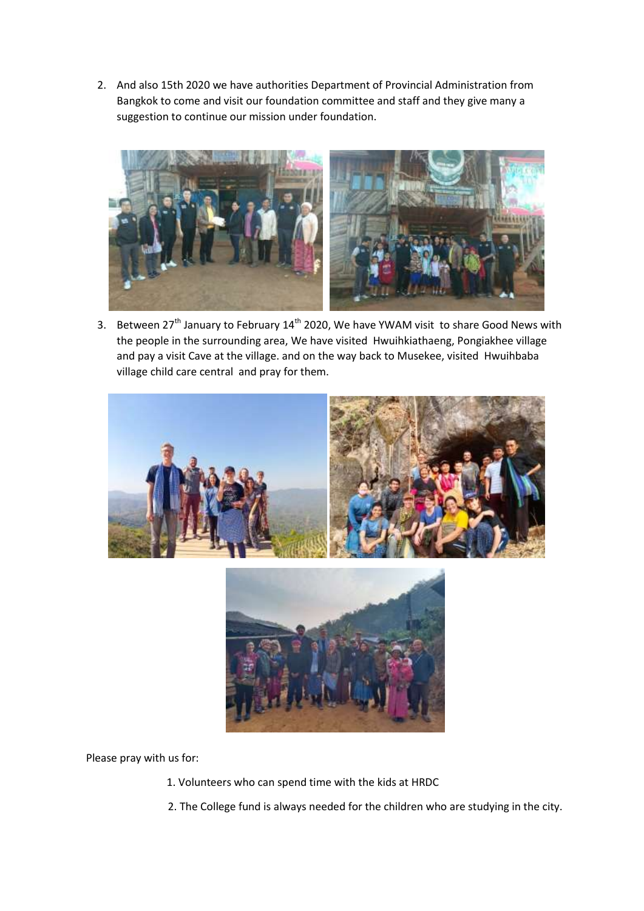2. And also 15th 2020 we have authorities Department of Provincial Administration from Bangkok to come and visit our foundation committee and staff and they give many a suggestion to continue our mission under foundation.

3. Between 27th January to February 14th 2020, We have YWAM visit to share Good News with the people in the surrounding area, We have visited Hwuihkiathaeng, Pongiakhee village and pay a visit Cave at the village. and on the way back to Musekee, visited Hwuihbaba village child care central and pray for them.

Please pray with us for:

1. Volunteers who can spend time with the kids at HRDC
2. The College fund is always needed for the children who are studying in the city.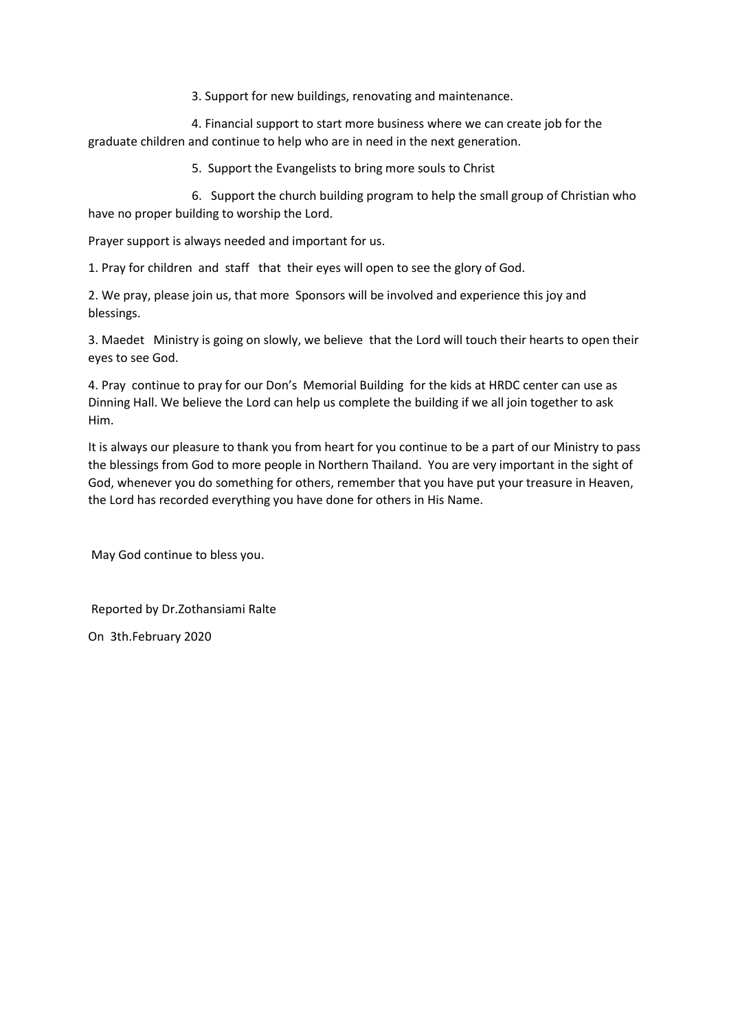3. Support for new buildings, renovating and maintenance.

4. Financial support to start more business where we can create job for the graduate children and continue to help who are in need in the next generation.

5. Support the Evangelists to bring more souls to Christ

6. Support the church building program to help the small group of Christian who have no proper building to worship the Lord.

Prayer support is always needed and important for us.

1. Pray for children and staff that their eyes will open to see the glory of God.

2. We pray, please join us, that more Sponsors will be involved and experience this joy and blessings.

3. Maedet Ministry is going on slowly, we believe that the Lord will touch their hearts to open their eyes to see God.

4. Pray continue to pray for our Don's Memorial Building for the kids at HRDC center can use as Dinning Hall. We believe the Lord can help us complete the building if we all join together to ask Him.

It is always our pleasure to thank you from heart for you continue to be a part of our Ministry to pass the blessings from God to more people in Northern Thailand. You are very important in the sight of God, whenever you do something for others, remember that you have put your treasure in Heaven, the Lord has recorded everything you have done for others in His Name.

May God continue to bless you.

Reported by Dr.Zothansiami Ralte

On 3th.February 2020